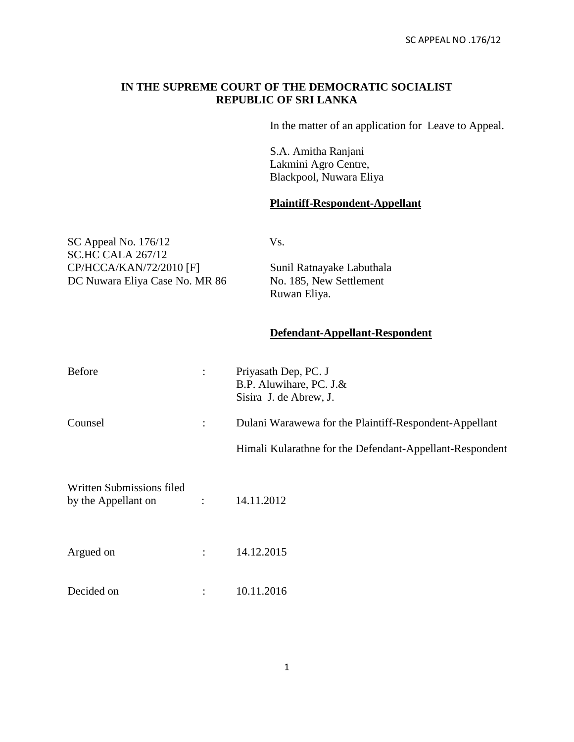## IN THE SUPREME COURT OF THE DEMOCRATIC SOCIALIST REPUBLIC OF SRI LANKA

In the matter of an application for Leave to Appeal.

S.A. Amitha Ranjani
Lakmini Agro Centre,
Blackpool, Nuwara Eliya

**Plaintiff-Respondent-Appellant**

SC Appeal No. 176/12
SC.HC CALA 267/12
CP/HCCA/KAN/72/2010 [F]
DC Nuwara Eliya Case No. MR 86

Vs.

Sunil Ratnayake Labuthala
No. 185, New Settlement
Ruwan Eliya.

**Defendant-Appellant-Respondent**

| | | |
|---|---|---|
| Before | : | Priyasath Dep, PC. J<br>B.P. Aluwihare, PC. J.&<br>Sisira J. de Abrew, J. |
| Counsel | : | Dulani Warawewa for the Plaintiff-Respondent-Appellant<br><br>Himali Kularathne for the Defendant-Appellant-Respondent |
| Written Submissions filed by the Appellant on | : | 14.11.2012 |
| Argued on | : | 14.12.2015 |
| Decided on | : | 10.11.2016 |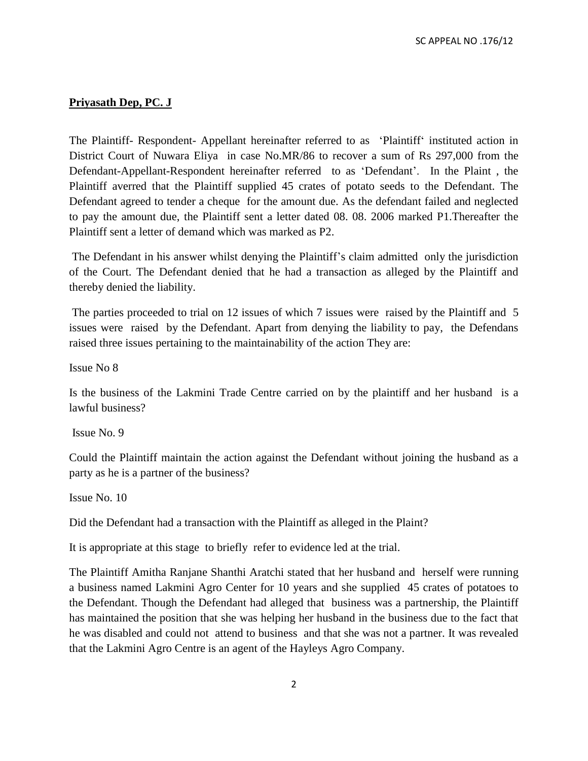**Priyasath Dep, PC. J**

The Plaintiff- Respondent- Appellant hereinafter referred to as 'Plaintiff' instituted action in District Court of Nuwara Eliya in case No.MR/86 to recover a sum of Rs 297,000 from the Defendant-Appellant-Respondent hereinafter referred to as 'Defendant'. In the Plaint , the Plaintiff averred that the Plaintiff supplied 45 crates of potato seeds to the Defendant. The Defendant agreed to tender a cheque for the amount due. As the defendant failed and neglected to pay the amount due, the Plaintiff sent a letter dated 08. 08. 2006 marked P1.Thereafter the Plaintiff sent a letter of demand which was marked as P2.

The Defendant in his answer whilst denying the Plaintiff's claim admitted only the jurisdiction of the Court. The Defendant denied that he had a transaction as alleged by the Plaintiff and thereby denied the liability.

The parties proceeded to trial on 12 issues of which 7 issues were raised by the Plaintiff and 5 issues were raised by the Defendant. Apart from denying the liability to pay, the Defendans raised three issues pertaining to the maintainability of the action They are:

Issue No 8

Is the business of the Lakmini Trade Centre carried on by the plaintiff and her husband is a lawful business?

Issue No. 9

Could the Plaintiff maintain the action against the Defendant without joining the husband as a party as he is a partner of the business?

Issue No. 10

Did the Defendant had a transaction with the Plaintiff as alleged in the Plaint?

It is appropriate at this stage to briefly refer to evidence led at the trial.

The Plaintiff Amitha Ranjane Shanthi Aratchi stated that her husband and herself were running a business named Lakmini Agro Center for 10 years and she supplied 45 crates of potatoes to the Defendant. Though the Defendant had alleged that business was a partnership, the Plaintiff has maintained the position that she was helping her husband in the business due to the fact that he was disabled and could not attend to business and that she was not a partner. It was revealed that the Lakmini Agro Centre is an agent of the Hayleys Agro Company.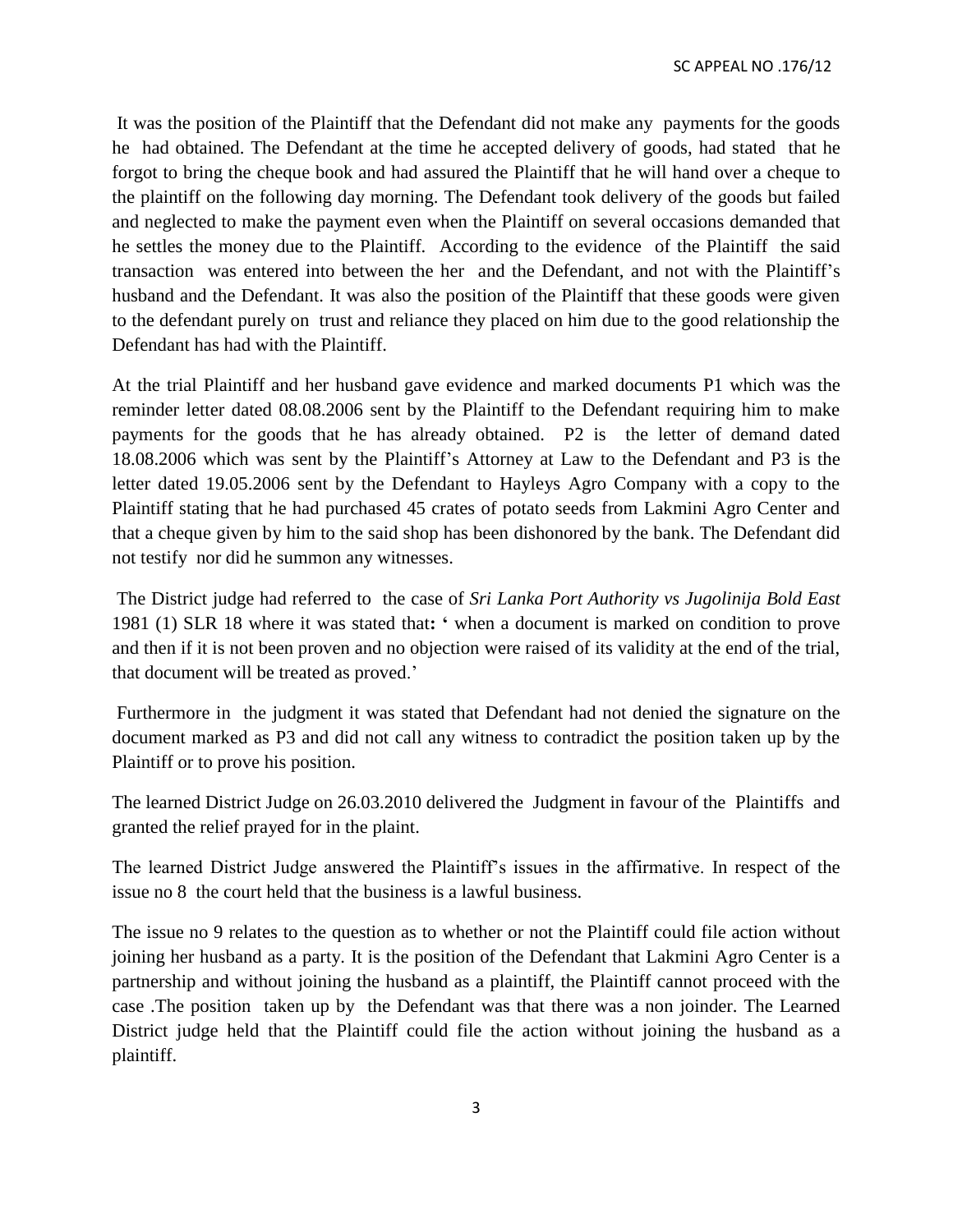It was the position of the Plaintiff that the Defendant did not make any payments for the goods he had obtained. The Defendant at the time he accepted delivery of goods, had stated that he forgot to bring the cheque book and had assured the Plaintiff that he will hand over a cheque to the plaintiff on the following day morning. The Defendant took delivery of the goods but failed and neglected to make the payment even when the Plaintiff on several occasions demanded that he settles the money due to the Plaintiff. According to the evidence of the Plaintiff the said transaction was entered into between the her and the Defendant, and not with the Plaintiff's husband and the Defendant. It was also the position of the Plaintiff that these goods were given to the defendant purely on trust and reliance they placed on him due to the good relationship the Defendant has had with the Plaintiff.

At the trial Plaintiff and her husband gave evidence and marked documents P1 which was the reminder letter dated 08.08.2006 sent by the Plaintiff to the Defendant requiring him to make payments for the goods that he has already obtained. P2 is the letter of demand dated 18.08.2006 which was sent by the Plaintiff's Attorney at Law to the Defendant and P3 is the letter dated 19.05.2006 sent by the Defendant to Hayleys Agro Company with a copy to the Plaintiff stating that he had purchased 45 crates of potato seeds from Lakmini Agro Center and that a cheque given by him to the said shop has been dishonored by the bank. The Defendant did not testify nor did he summon any witnesses.

The District judge had referred to the case of *Sri Lanka Port Authority vs Jugolinija Bold East* 1981 (1) SLR 18 where it was stated that**: '** when a document is marked on condition to prove and then if it is not been proven and no objection were raised of its validity at the end of the trial, that document will be treated as proved.'

Furthermore in the judgment it was stated that Defendant had not denied the signature on the document marked as P3 and did not call any witness to contradict the position taken up by the Plaintiff or to prove his position.

The learned District Judge on 26.03.2010 delivered the Judgment in favour of the Plaintiffs and granted the relief prayed for in the plaint.

The learned District Judge answered the Plaintiff's issues in the affirmative. In respect of the issue no 8 the court held that the business is a lawful business.

The issue no 9 relates to the question as to whether or not the Plaintiff could file action without joining her husband as a party. It is the position of the Defendant that Lakmini Agro Center is a partnership and without joining the husband as a plaintiff, the Plaintiff cannot proceed with the case .The position taken up by the Defendant was that there was a non joinder. The Learned District judge held that the Plaintiff could file the action without joining the husband as a plaintiff.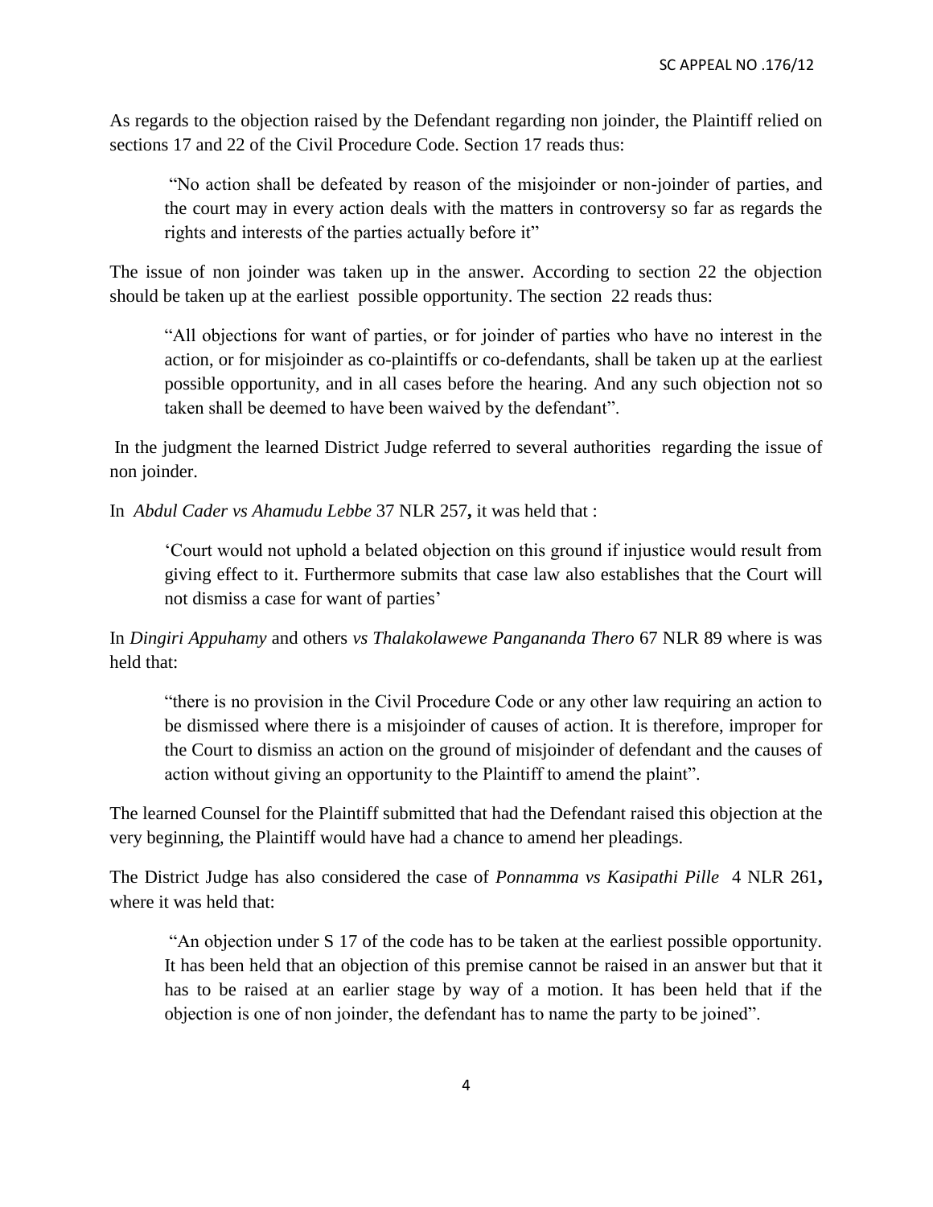As regards to the objection raised by the Defendant regarding non joinder, the Plaintiff relied on sections 17 and 22 of the Civil Procedure Code. Section 17 reads thus:

> "No action shall be defeated by reason of the misjoinder or non-joinder of parties, and the court may in every action deals with the matters in controversy so far as regards the rights and interests of the parties actually before it"

The issue of non joinder was taken up in the answer. According to section 22 the objection should be taken up at the earliest possible opportunity. The section 22 reads thus:

> "All objections for want of parties, or for joinder of parties who have no interest in the action, or for misjoinder as co-plaintiffs or co-defendants, shall be taken up at the earliest possible opportunity, and in all cases before the hearing. And any such objection not so taken shall be deemed to have been waived by the defendant".

In the judgment the learned District Judge referred to several authorities regarding the issue of non joinder.

In *Abdul Cader vs Ahamudu Lebbe* 37 NLR 257**,** it was held that :

> 'Court would not uphold a belated objection on this ground if injustice would result from giving effect to it. Furthermore submits that case law also establishes that the Court will not dismiss a case for want of parties'

In *Dingiri Appuhamy* and others *vs Thalakolawewe Pangananda Thero* 67 NLR 89 where is was held that:

> "there is no provision in the Civil Procedure Code or any other law requiring an action to be dismissed where there is a misjoinder of causes of action. It is therefore, improper for the Court to dismiss an action on the ground of misjoinder of defendant and the causes of action without giving an opportunity to the Plaintiff to amend the plaint".

The learned Counsel for the Plaintiff submitted that had the Defendant raised this objection at the very beginning, the Plaintiff would have had a chance to amend her pleadings.

The District Judge has also considered the case of *Ponnamma vs Kasipathi Pille* 4 NLR 261**,** where it was held that:

> "An objection under S 17 of the code has to be taken at the earliest possible opportunity. It has been held that an objection of this premise cannot be raised in an answer but that it has to be raised at an earlier stage by way of a motion. It has been held that if the objection is one of non joinder, the defendant has to name the party to be joined".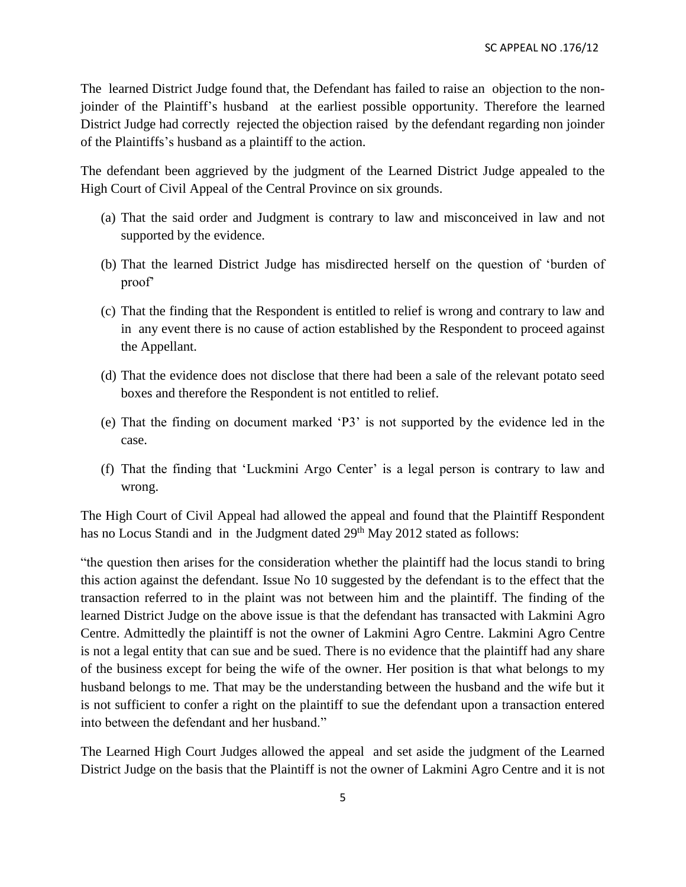The learned District Judge found that, the Defendant has failed to raise an objection to the non-joinder of the Plaintiff's husband at the earliest possible opportunity. Therefore the learned District Judge had correctly rejected the objection raised by the defendant regarding non joinder of the Plaintiffs's husband as a plaintiff to the action.

The defendant been aggrieved by the judgment of the Learned District Judge appealed to the High Court of Civil Appeal of the Central Province on six grounds.

(a) That the said order and Judgment is contrary to law and misconceived in law and not supported by the evidence.

(b) That the learned District Judge has misdirected herself on the question of 'burden of proof'

(c) That the finding that the Respondent is entitled to relief is wrong and contrary to law and in any event there is no cause of action established by the Respondent to proceed against the Appellant.

(d) That the evidence does not disclose that there had been a sale of the relevant potato seed boxes and therefore the Respondent is not entitled to relief.

(e) That the finding on document marked 'P3' is not supported by the evidence led in the case.

(f) That the finding that 'Luckmini Argo Center' is a legal person is contrary to law and wrong.

The High Court of Civil Appeal had allowed the appeal and found that the Plaintiff Respondent has no Locus Standi and in the Judgment dated 29th May 2012 stated as follows:

"the question then arises for the consideration whether the plaintiff had the locus standi to bring this action against the defendant. Issue No 10 suggested by the defendant is to the effect that the transaction referred to in the plaint was not between him and the plaintiff. The finding of the learned District Judge on the above issue is that the defendant has transacted with Lakmini Agro Centre. Admittedly the plaintiff is not the owner of Lakmini Agro Centre. Lakmini Agro Centre is not a legal entity that can sue and be sued. There is no evidence that the plaintiff had any share of the business except for being the wife of the owner. Her position is that what belongs to my husband belongs to me. That may be the understanding between the husband and the wife but it is not sufficient to confer a right on the plaintiff to sue the defendant upon a transaction entered into between the defendant and her husband."

The Learned High Court Judges allowed the appeal and set aside the judgment of the Learned District Judge on the basis that the Plaintiff is not the owner of Lakmini Agro Centre and it is not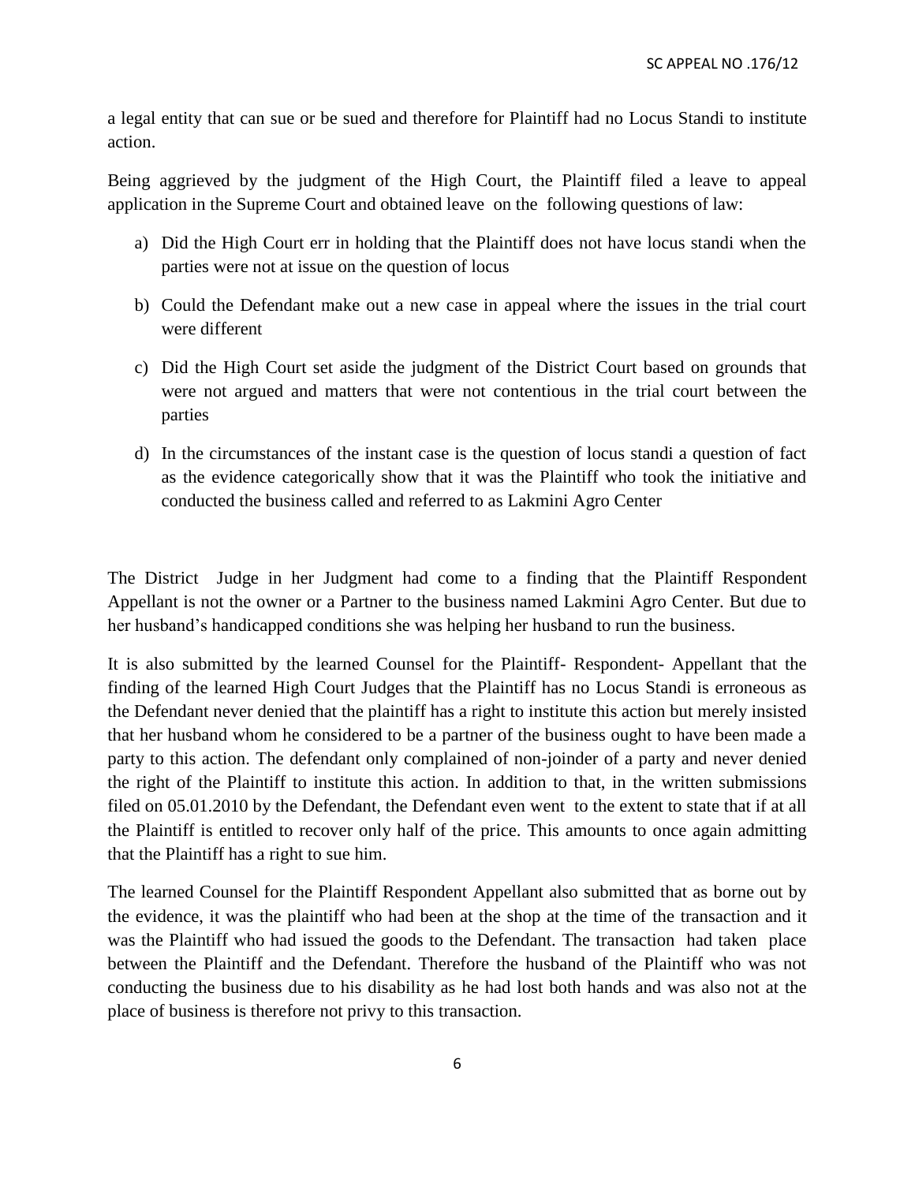a legal entity that can sue or be sued and therefore for Plaintiff had no Locus Standi to institute action.

Being aggrieved by the judgment of the High Court, the Plaintiff filed a leave to appeal application in the Supreme Court and obtained leave on the following questions of law:

a) Did the High Court err in holding that the Plaintiff does not have locus standi when the parties were not at issue on the question of locus

b) Could the Defendant make out a new case in appeal where the issues in the trial court were different

c) Did the High Court set aside the judgment of the District Court based on grounds that were not argued and matters that were not contentious in the trial court between the parties

d) In the circumstances of the instant case is the question of locus standi a question of fact as the evidence categorically show that it was the Plaintiff who took the initiative and conducted the business called and referred to as Lakmini Agro Center

The District Judge in her Judgment had come to a finding that the Plaintiff Respondent Appellant is not the owner or a Partner to the business named Lakmini Agro Center. But due to her husband's handicapped conditions she was helping her husband to run the business.

It is also submitted by the learned Counsel for the Plaintiff- Respondent- Appellant that the finding of the learned High Court Judges that the Plaintiff has no Locus Standi is erroneous as the Defendant never denied that the plaintiff has a right to institute this action but merely insisted that her husband whom he considered to be a partner of the business ought to have been made a party to this action. The defendant only complained of non-joinder of a party and never denied the right of the Plaintiff to institute this action. In addition to that, in the written submissions filed on 05.01.2010 by the Defendant, the Defendant even went to the extent to state that if at all the Plaintiff is entitled to recover only half of the price. This amounts to once again admitting that the Plaintiff has a right to sue him.

The learned Counsel for the Plaintiff Respondent Appellant also submitted that as borne out by the evidence, it was the plaintiff who had been at the shop at the time of the transaction and it was the Plaintiff who had issued the goods to the Defendant. The transaction had taken place between the Plaintiff and the Defendant. Therefore the husband of the Plaintiff who was not conducting the business due to his disability as he had lost both hands and was also not at the place of business is therefore not privy to this transaction.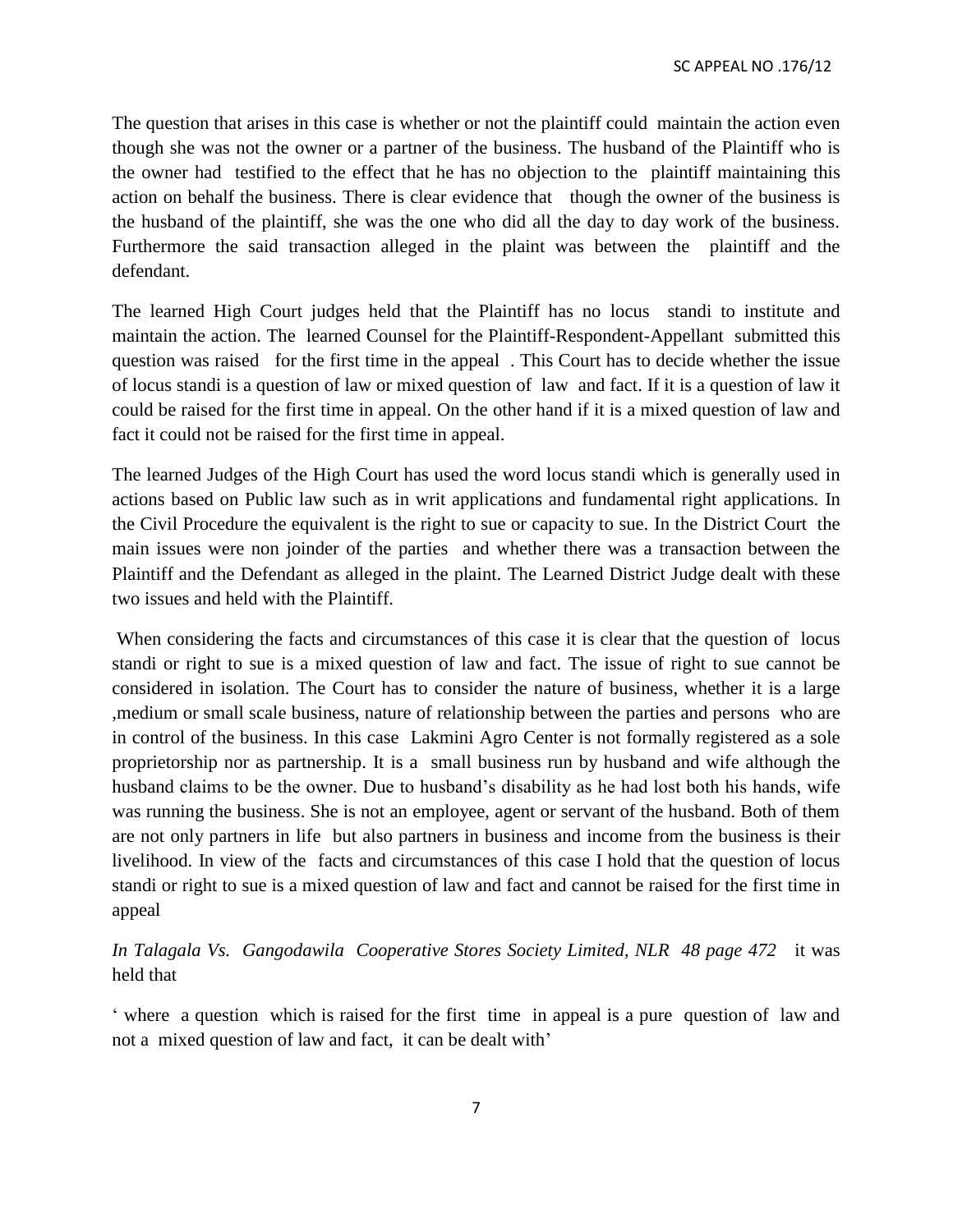The question that arises in this case is whether or not the plaintiff could maintain the action even though she was not the owner or a partner of the business. The husband of the Plaintiff who is the owner had testified to the effect that he has no objection to the plaintiff maintaining this action on behalf the business. There is clear evidence that though the owner of the business is the husband of the plaintiff, she was the one who did all the day to day work of the business. Furthermore the said transaction alleged in the plaint was between the plaintiff and the defendant.

The learned High Court judges held that the Plaintiff has no locus standi to institute and maintain the action. The learned Counsel for the Plaintiff-Respondent-Appellant submitted this question was raised for the first time in the appeal . This Court has to decide whether the issue of locus standi is a question of law or mixed question of law and fact. If it is a question of law it could be raised for the first time in appeal. On the other hand if it is a mixed question of law and fact it could not be raised for the first time in appeal.

The learned Judges of the High Court has used the word locus standi which is generally used in actions based on Public law such as in writ applications and fundamental right applications. In the Civil Procedure the equivalent is the right to sue or capacity to sue. In the District Court the main issues were non joinder of the parties and whether there was a transaction between the Plaintiff and the Defendant as alleged in the plaint. The Learned District Judge dealt with these two issues and held with the Plaintiff.

When considering the facts and circumstances of this case it is clear that the question of locus standi or right to sue is a mixed question of law and fact. The issue of right to sue cannot be considered in isolation. The Court has to consider the nature of business, whether it is a large ,medium or small scale business, nature of relationship between the parties and persons who are in control of the business. In this case Lakmini Agro Center is not formally registered as a sole proprietorship nor as partnership. It is a small business run by husband and wife although the husband claims to be the owner. Due to husband's disability as he had lost both his hands, wife was running the business. She is not an employee, agent or servant of the husband. Both of them are not only partners in life but also partners in business and income from the business is their livelihood. In view of the facts and circumstances of this case I hold that the question of locus standi or right to sue is a mixed question of law and fact and cannot be raised for the first time in appeal

*In Talagala Vs. Gangodawila Cooperative Stores Society Limited, NLR 48 page 472* it was held that

' where a question which is raised for the first time in appeal is a pure question of law and not a mixed question of law and fact, it can be dealt with'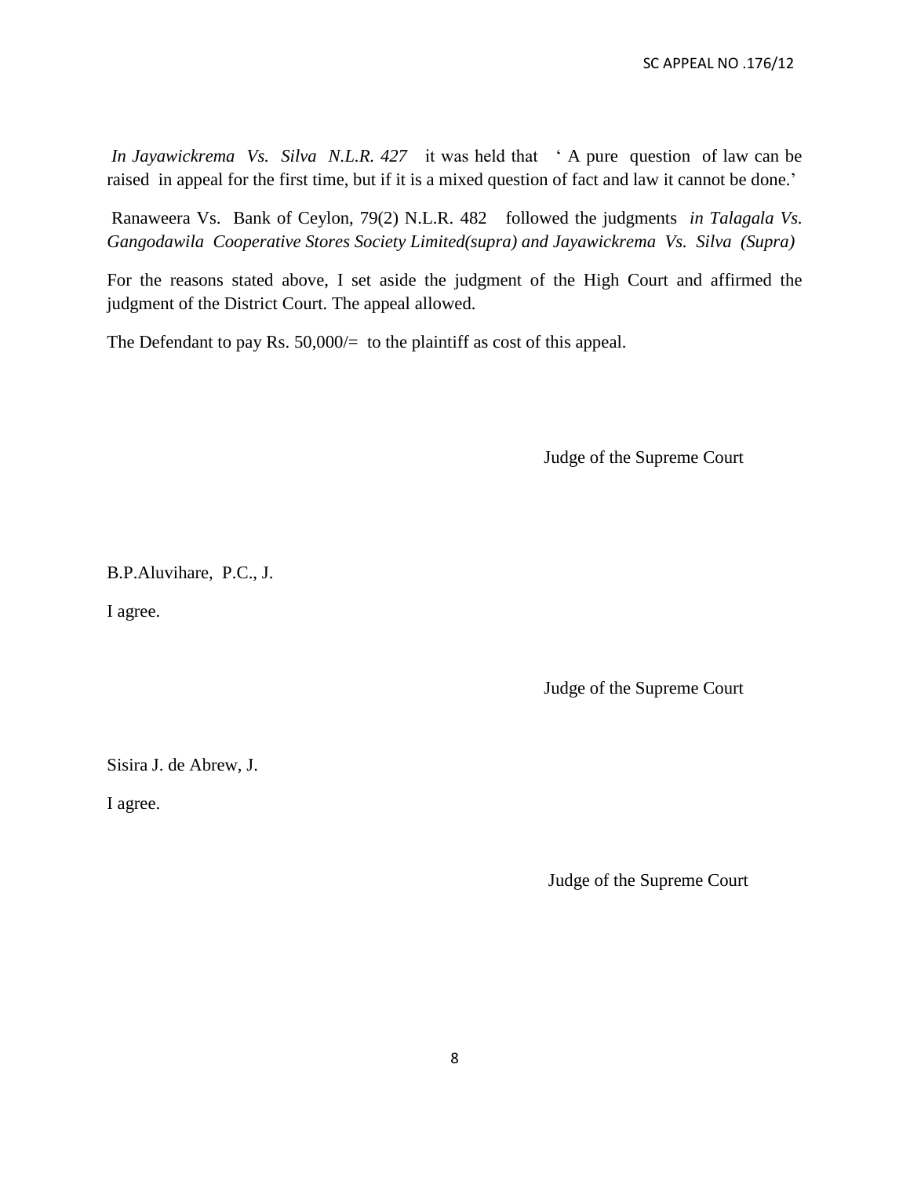*In Jayawickrema Vs. Silva N.L.R. 427* it was held that ' A pure question of law can be raised in appeal for the first time, but if it is a mixed question of fact and law it cannot be done.'

Ranaweera Vs. Bank of Ceylon, 79(2) N.L.R. 482 followed the judgments *in Talagala Vs. Gangodawila Cooperative Stores Society Limited(supra) and Jayawickrema Vs. Silva (Supra)*

For the reasons stated above, I set aside the judgment of the High Court and affirmed the judgment of the District Court. The appeal allowed.

The Defendant to pay Rs. 50,000/= to the plaintiff as cost of this appeal.

Judge of the Supreme Court

B.P.Aluvihare, P.C., J.

I agree.

Judge of the Supreme Court

Sisira J. de Abrew, J.

I agree.

Judge of the Supreme Court